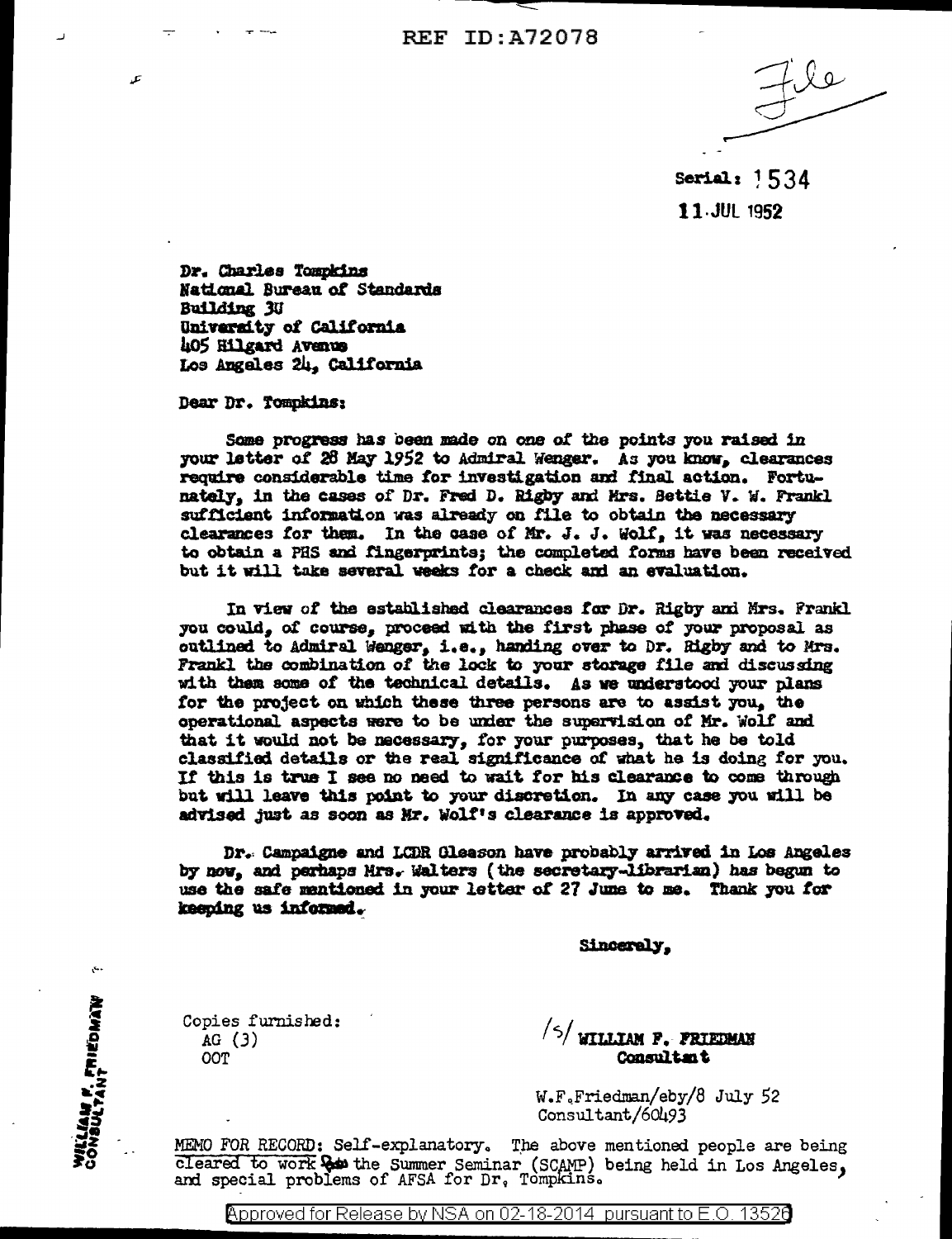REF ID:A72078

File

Serial: 1534
11 JUL 1952

Dr. Charles Tompkins
National Bureau of Standards
Building 3U
University of California
405 Hilgard Avenue
Los Angeles 24, California

Dear Dr. Tompkins:

Some progress has been made on one of the points you raised in your letter of 28 May 1952 to Admiral Wenger. As you know, clearances require considerable time for investigation and final action. Fortunately, in the cases of Dr. Fred D. Rigby and Mrs. Bettie V. W. Frankl sufficient information was already on file to obtain the necessary clearances for them. In the case of Mr. J. J. Wolf, it was necessary to obtain a PHS and fingerprints; the completed forms have been received but it will take several weeks for a check and an evaluation.

In view of the established clearances for Dr. Rigby and Mrs. Frankl you could, of course, proceed with the first phase of your proposal as outlined to Admiral Wenger, i.e., handing over to Dr. Rigby and to Mrs. Frankl the combination of the lock to your storage file and discussing with them some of the technical details. As we understood your plans for the project on which these three persons are to assist you, the operational aspects were to be under the supervision of Mr. Wolf and that it would not be necessary, for your purposes, that he be told classified details or the real significance of what he is doing for you. If this is true I see no need to wait for his clearance to come through but will leave this point to your discretion. In any case you will be advised just as soon as Mr. Wolf's clearance is approved.

Dr. Campaigne and LCDR Gleason have probably arrived in Los Angeles by now, and perhaps Mrs. Walters (the secretary-librarian) has begun to use the safe mentioned in your letter of 27 June to me. Thank you for keeping us informed.

Sincerely,

/s/ WILLIAM F. FRIEDMAN
Consultant

Copies furnished:
AG (3)
OOT

WILLIAM F. FRIEDMAN
CONSULTANT

W.F.Friedman/eby/8 July 52
Consultant/60493

MEMO FOR RECORD: Self-explanatory. The above mentioned people are being cleared to work on the Summer Seminar (SCAMP) being held in Los Angeles, and special problems of AFSA for Dr. Tompkins.

Approved for Release by NSA on 02-18-2014 pursuant to E.O. 13526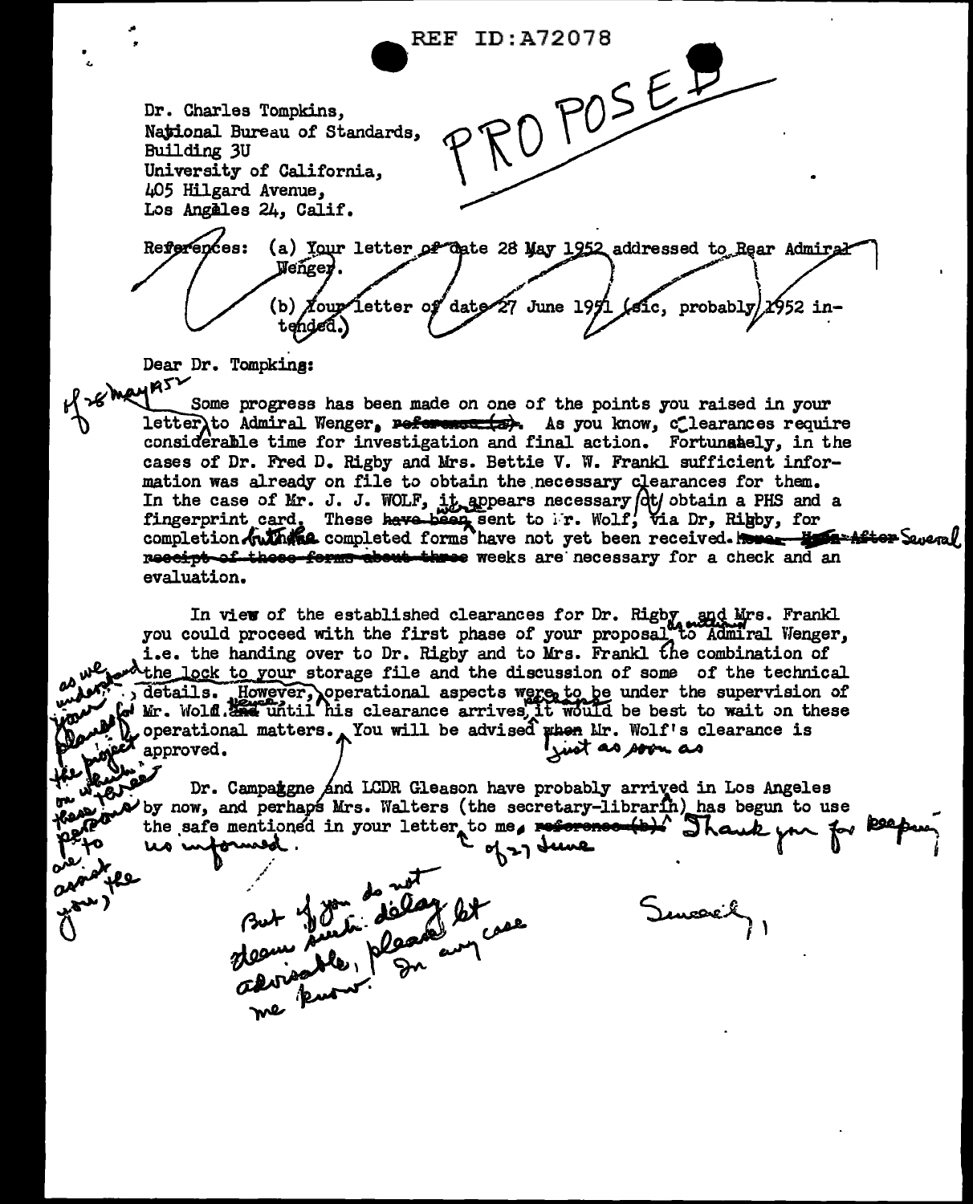REF ID:A72078

PROPOSED

Dr. Charles Tompkins,
National Bureau of Standards,
Building 3U
University of California,
405 Hilgard Avenue,
Los Angeles 24, Calif.

References: (a) Your letter of date 28 May 1952 addressed to Rear Admiral Wenger.

(b) Your letter of date 27 June 1951 (sic, probably 1952 intended.)

Dear Dr. Tompkins:

Some progress has been made on one of the points you raised in your letter of 28 May 1952 to Admiral Wenger, ~~reference (a)~~. As you know, clearances require considerable time for investigation and final action. Fortunately, in the cases of Dr. Fred D. Rigby and Mrs. Bettie V. W. Frankl sufficient information was already on file to obtain the necessary clearances for them. In the case of Mr. J. J. WOLF, it ~~appears~~ was necessary ~~to~~ obtain a PHS and a fingerprint card. These ~~have been~~ were sent to Mr. Wolf, via Dr. Rigby, for completion but the completed forms have not yet been received. ~~However, upon~~ After several ~~receipt of these forms about three~~ weeks are necessary for a check and an evaluation.

In view of the established clearances for Dr. Rigby and Mrs. Frankl you could proceed with the first phase of your proposal as outlined to Admiral Wenger, i.e. the handing over to Dr. Rigby and to Mrs. Frankl the combination of the lock to your storage file and the discussion of some of the technical details. However, as we understand your plans for the project the work on which these persons are to assist you, the operational aspects were to be under the supervision of Mr. Wolf. ~~and~~ Hence perhaps until his clearance arrives, it would be best to wait on these operational matters. You will be advised ~~when~~ just as soon as Mr. Wolf's clearance is approved.

Dr. Campaigne and LCDR Gleason have probably arrived in Los Angeles by now, and perhaps Mrs. Walters (the secretary-librarian) has begun to use the safe mentioned in your letter to me, ~~reference (b)~~ of 27 June. Thank you for keeping us informed.

But if you do not delay let these limits, please advise. In any case let me know.

Sincerely,